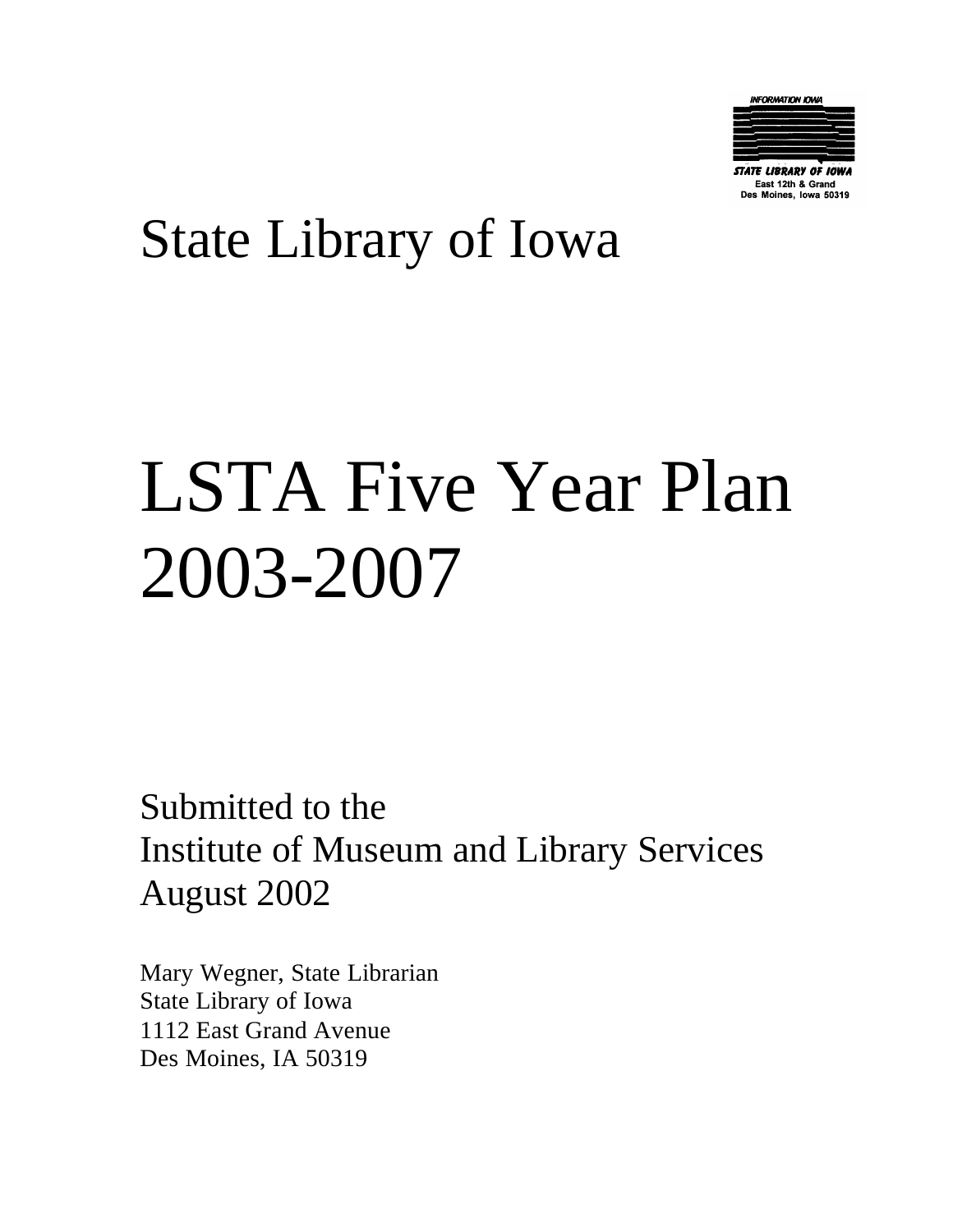INFORMATION IOWA

STATE LIBRARY OF IOWA
East 12th & Grand
Des Moines, Iowa 50319

# State Library of Iowa

# LSTA Five Year Plan 2003-2007

Submitted to the
Institute of Museum and Library Services
August 2002

Mary Wegner, State Librarian
State Library of Iowa
1112 East Grand Avenue
Des Moines, IA 50319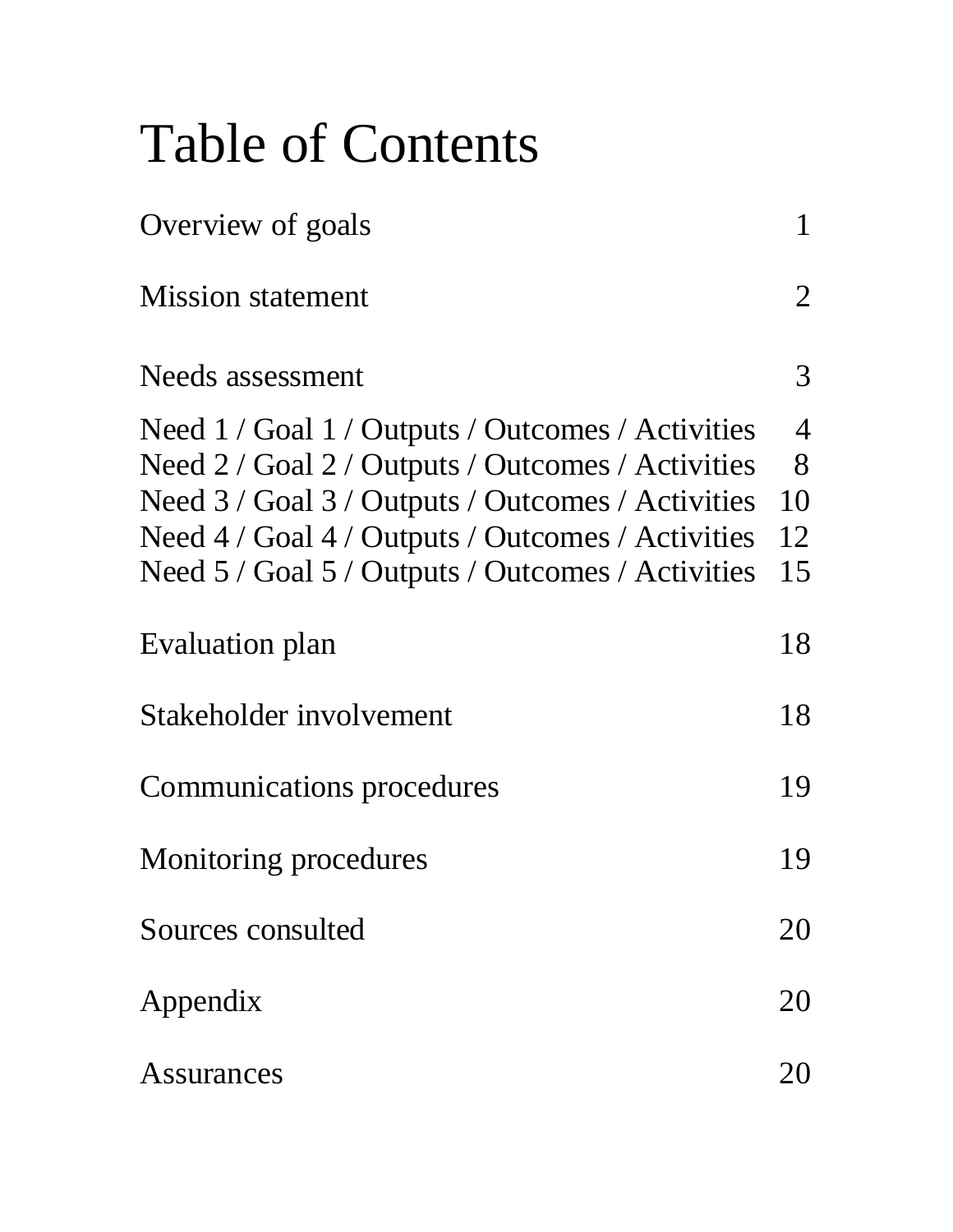# Table of Contents

| | |
|---|---|
| Overview of goals | 1 |
| Mission statement | 2 |
| Needs assessment | 3 |
| Need 1 / Goal 1 / Outputs / Outcomes / Activities | 4 |
| Need 2 / Goal 2 / Outputs / Outcomes / Activities | 8 |
| Need 3 / Goal 3 / Outputs / Outcomes / Activities | 10 |
| Need 4 / Goal 4 / Outputs / Outcomes / Activities | 12 |
| Need 5 / Goal 5 / Outputs / Outcomes / Activities | 15 |
| Evaluation plan | 18 |
| Stakeholder involvement | 18 |
| Communications procedures | 19 |
| Monitoring procedures | 19 |
| Sources consulted | 20 |
| Appendix | 20 |
| Assurances | 20 |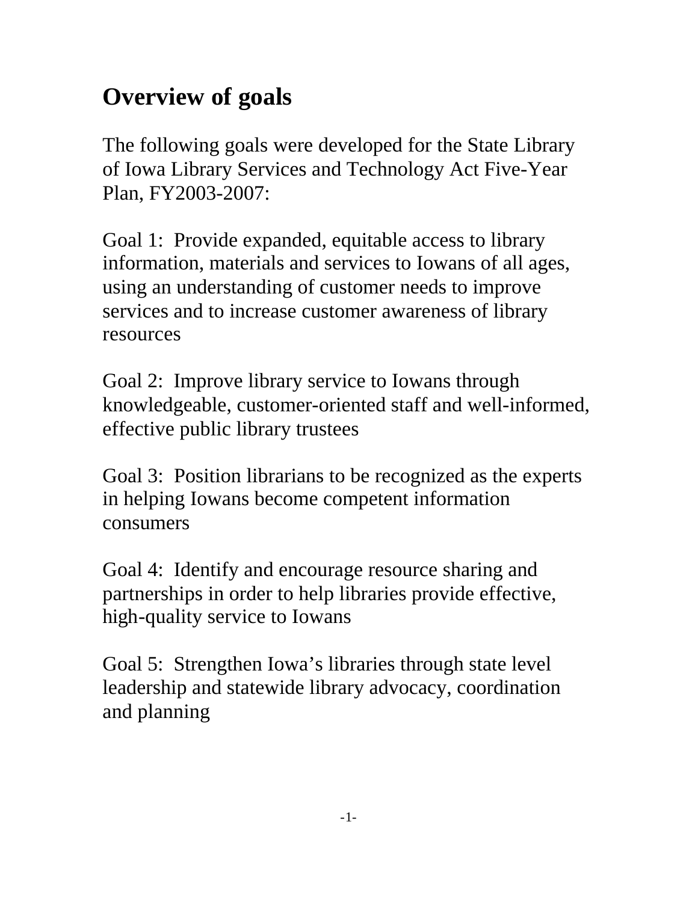# Overview of goals

The following goals were developed for the State Library of Iowa Library Services and Technology Act Five-Year Plan, FY2003-2007:

Goal 1: Provide expanded, equitable access to library information, materials and services to Iowans of all ages, using an understanding of customer needs to improve services and to increase customer awareness of library resources

Goal 2: Improve library service to Iowans through knowledgeable, customer-oriented staff and well-informed, effective public library trustees

Goal 3: Position librarians to be recognized as the experts in helping Iowans become competent information consumers

Goal 4: Identify and encourage resource sharing and partnerships in order to help libraries provide effective, high-quality service to Iowans

Goal 5: Strengthen Iowa's libraries through state level leadership and statewide library advocacy, coordination and planning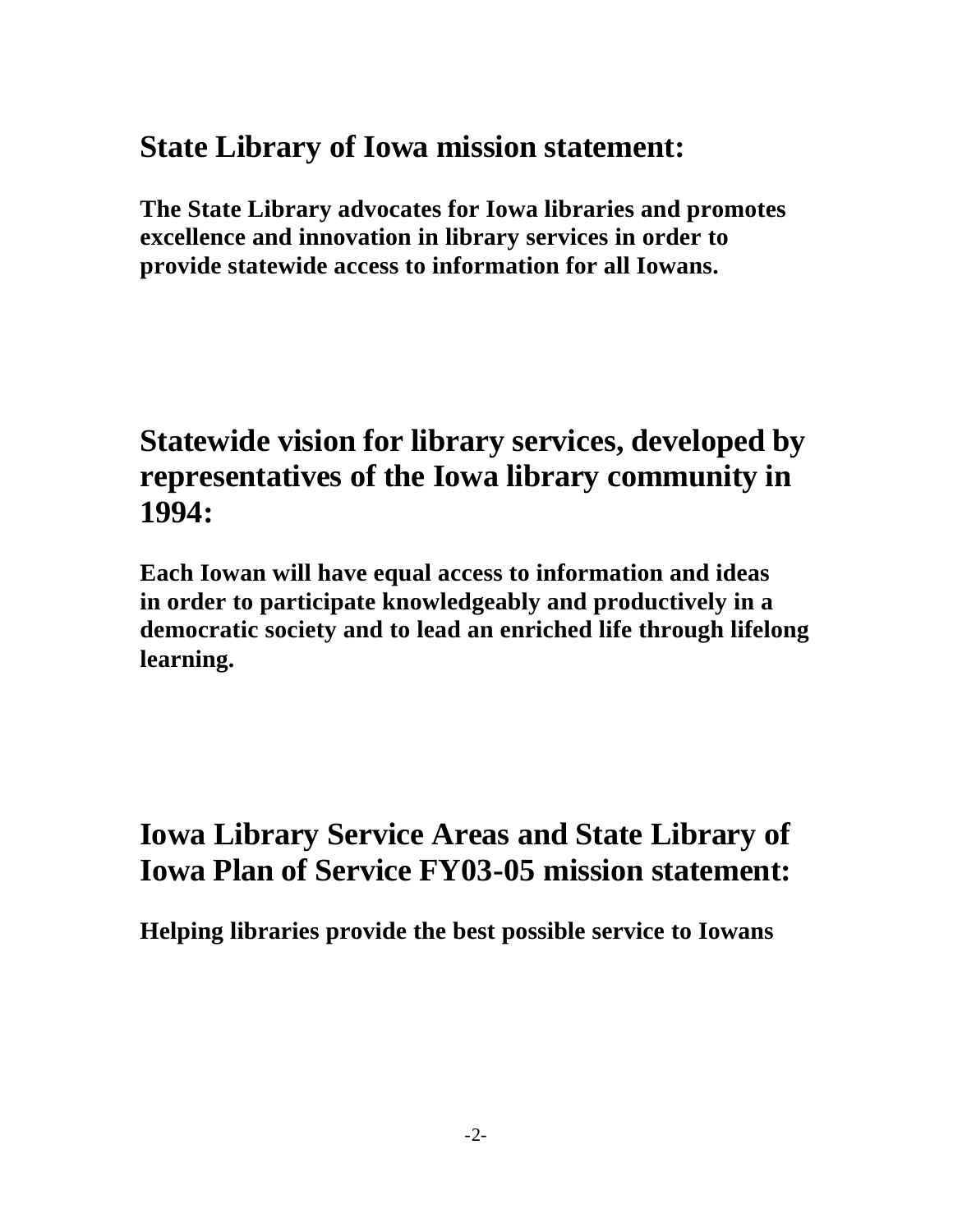## State Library of Iowa mission statement:

**The State Library advocates for Iowa libraries and promotes excellence and innovation in library services in order to provide statewide access to information for all Iowans.**

## Statewide vision for library services, developed by representatives of the Iowa library community in 1994:

**Each Iowan will have equal access to information and ideas in order to participate knowledgeably and productively in a democratic society and to lead an enriched life through lifelong learning.**

## Iowa Library Service Areas and State Library of Iowa Plan of Service FY03-05 mission statement:

**Helping libraries provide the best possible service to Iowans**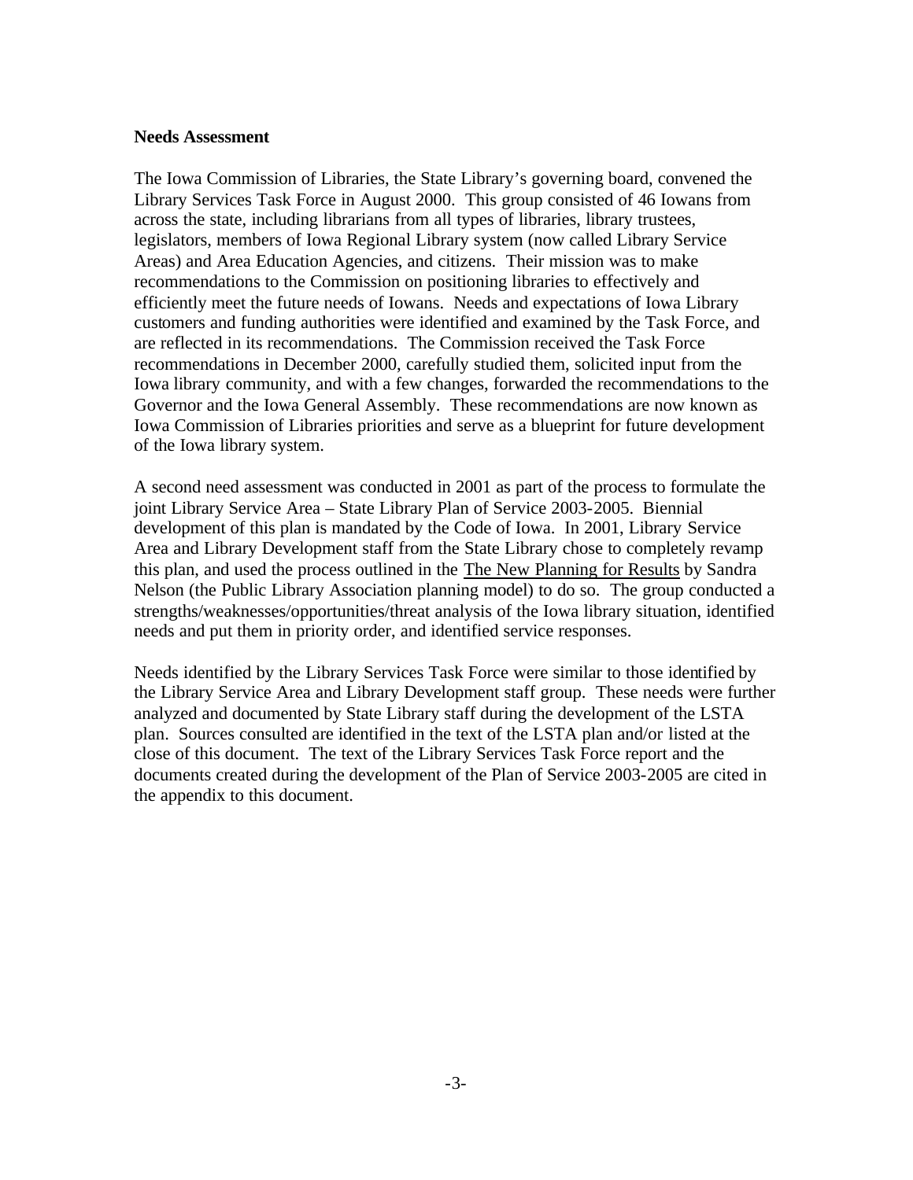**Needs Assessment**

The Iowa Commission of Libraries, the State Library's governing board, convened the Library Services Task Force in August 2000. This group consisted of 46 Iowans from across the state, including librarians from all types of libraries, library trustees, legislators, members of Iowa Regional Library system (now called Library Service Areas) and Area Education Agencies, and citizens. Their mission was to make recommendations to the Commission on positioning libraries to effectively and efficiently meet the future needs of Iowans. Needs and expectations of Iowa Library customers and funding authorities were identified and examined by the Task Force, and are reflected in its recommendations. The Commission received the Task Force recommendations in December 2000, carefully studied them, solicited input from the Iowa library community, and with a few changes, forwarded the recommendations to the Governor and the Iowa General Assembly. These recommendations are now known as Iowa Commission of Libraries priorities and serve as a blueprint for future development of the Iowa library system.

A second need assessment was conducted in 2001 as part of the process to formulate the joint Library Service Area – State Library Plan of Service 2003-2005. Biennial development of this plan is mandated by the Code of Iowa. In 2001, Library Service Area and Library Development staff from the State Library chose to completely revamp this plan, and used the process outlined in the The New Planning for Results by Sandra Nelson (the Public Library Association planning model) to do so. The group conducted a strengths/weaknesses/opportunities/threat analysis of the Iowa library situation, identified needs and put them in priority order, and identified service responses.

Needs identified by the Library Services Task Force were similar to those identified by the Library Service Area and Library Development staff group. These needs were further analyzed and documented by State Library staff during the development of the LSTA plan. Sources consulted are identified in the text of the LSTA plan and/or listed at the close of this document. The text of the Library Services Task Force report and the documents created during the development of the Plan of Service 2003-2005 are cited in the appendix to this document.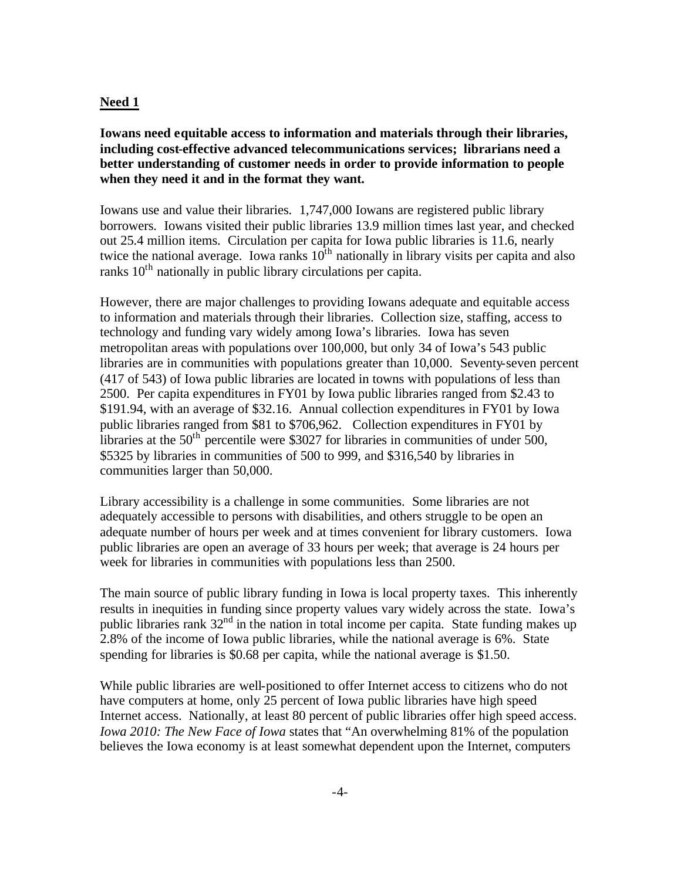## Need 1

**Iowans need equitable access to information and materials through their libraries, including cost-effective advanced telecommunications services; librarians need a better understanding of customer needs in order to provide information to people when they need it and in the format they want.**

Iowans use and value their libraries. 1,747,000 Iowans are registered public library borrowers. Iowans visited their public libraries 13.9 million times last year, and checked out 25.4 million items. Circulation per capita for Iowa public libraries is 11.6, nearly twice the national average. Iowa ranks 10th nationally in library visits per capita and also ranks 10th nationally in public library circulations per capita.

However, there are major challenges to providing Iowans adequate and equitable access to information and materials through their libraries. Collection size, staffing, access to technology and funding vary widely among Iowa's libraries. Iowa has seven metropolitan areas with populations over 100,000, but only 34 of Iowa's 543 public libraries are in communities with populations greater than 10,000. Seventy-seven percent (417 of 543) of Iowa public libraries are located in towns with populations of less than 2500. Per capita expenditures in FY01 by Iowa public libraries ranged from $2.43 to $191.94, with an average of $32.16. Annual collection expenditures in FY01 by Iowa public libraries ranged from $81 to $706,962. Collection expenditures in FY01 by libraries at the 50th percentile were $3027 for libraries in communities of under 500, $5325 by libraries in communities of 500 to 999, and $316,540 by libraries in communities larger than 50,000.

Library accessibility is a challenge in some communities. Some libraries are not adequately accessible to persons with disabilities, and others struggle to be open an adequate number of hours per week and at times convenient for library customers. Iowa public libraries are open an average of 33 hours per week; that average is 24 hours per week for libraries in communities with populations less than 2500.

The main source of public library funding in Iowa is local property taxes. This inherently results in inequities in funding since property values vary widely across the state. Iowa's public libraries rank 32nd in the nation in total income per capita. State funding makes up 2.8% of the income of Iowa public libraries, while the national average is 6%. State spending for libraries is $0.68 per capita, while the national average is $1.50.

While public libraries are well-positioned to offer Internet access to citizens who do not have computers at home, only 25 percent of Iowa public libraries have high speed Internet access. Nationally, at least 80 percent of public libraries offer high speed access. *Iowa 2010: The New Face of Iowa* states that "An overwhelming 81% of the population believes the Iowa economy is at least somewhat dependent upon the Internet, computers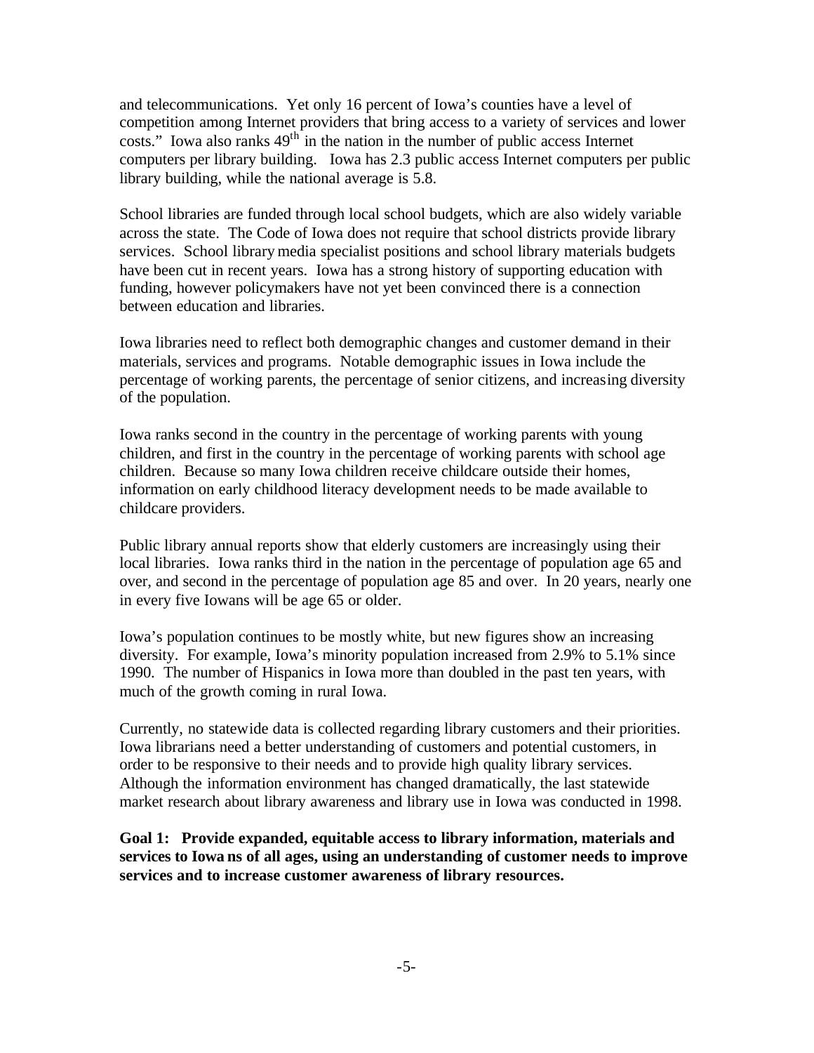and telecommunications. Yet only 16 percent of Iowa's counties have a level of competition among Internet providers that bring access to a variety of services and lower costs." Iowa also ranks 49$^{th}$ in the nation in the number of public access Internet computers per library building. Iowa has 2.3 public access Internet computers per public library building, while the national average is 5.8.

School libraries are funded through local school budgets, which are also widely variable across the state. The Code of Iowa does not require that school districts provide library services. School library media specialist positions and school library materials budgets have been cut in recent years. Iowa has a strong history of supporting education with funding, however policymakers have not yet been convinced there is a connection between education and libraries.

Iowa libraries need to reflect both demographic changes and customer demand in their materials, services and programs. Notable demographic issues in Iowa include the percentage of working parents, the percentage of senior citizens, and increasing diversity of the population.

Iowa ranks second in the country in the percentage of working parents with young children, and first in the country in the percentage of working parents with school age children. Because so many Iowa children receive childcare outside their homes, information on early childhood literacy development needs to be made available to childcare providers.

Public library annual reports show that elderly customers are increasingly using their local libraries. Iowa ranks third in the nation in the percentage of population age 65 and over, and second in the percentage of population age 85 and over. In 20 years, nearly one in every five Iowans will be age 65 or older.

Iowa's population continues to be mostly white, but new figures show an increasing diversity. For example, Iowa's minority population increased from 2.9% to 5.1% since 1990. The number of Hispanics in Iowa more than doubled in the past ten years, with much of the growth coming in rural Iowa.

Currently, no statewide data is collected regarding library customers and their priorities. Iowa librarians need a better understanding of customers and potential customers, in order to be responsive to their needs and to provide high quality library services. Although the information environment has changed dramatically, the last statewide market research about library awareness and library use in Iowa was conducted in 1998.

**Goal 1: Provide expanded, equitable access to library information, materials and services to Iowans of all ages, using an understanding of customer needs to improve services and to increase customer awareness of library resources.**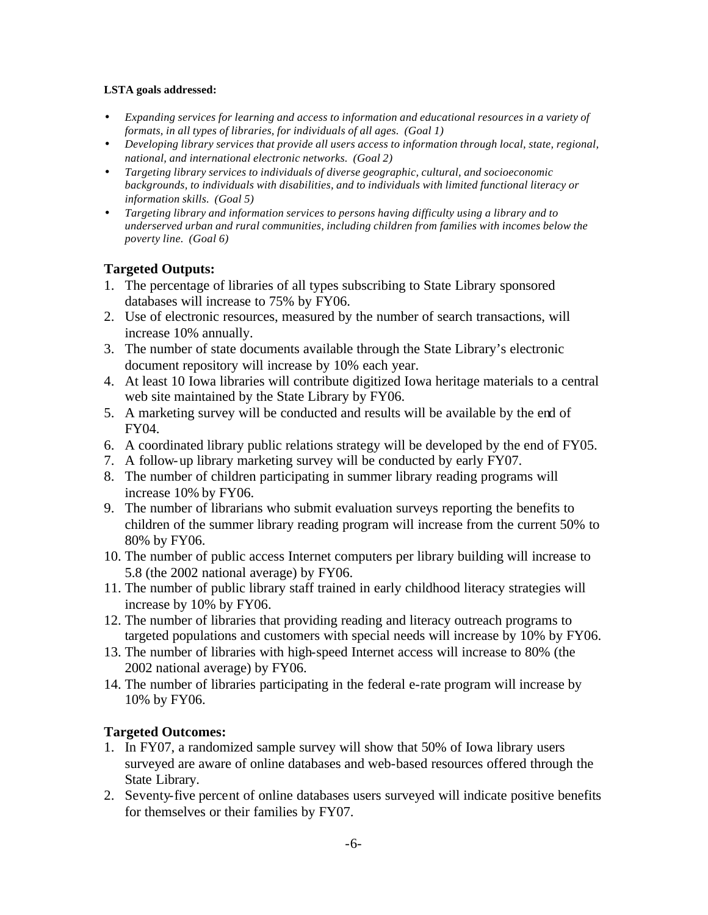**LSTA goals addressed:**

- *Expanding services for learning and access to information and educational resources in a variety of formats, in all types of libraries, for individuals of all ages. (Goal 1)*
- *Developing library services that provide all users access to information through local, state, regional, national, and international electronic networks. (Goal 2)*
- *Targeting library services to individuals of diverse geographic, cultural, and socioeconomic backgrounds, to individuals with disabilities, and to individuals with limited functional literacy or information skills. (Goal 5)*
- *Targeting library and information services to persons having difficulty using a library and to underserved urban and rural communities, including children from families with incomes below the poverty line. (Goal 6)*

## Targeted Outputs:

1. The percentage of libraries of all types subscribing to State Library sponsored databases will increase to 75% by FY06.
2. Use of electronic resources, measured by the number of search transactions, will increase 10% annually.
3. The number of state documents available through the State Library's electronic document repository will increase by 10% each year.
4. At least 10 Iowa libraries will contribute digitized Iowa heritage materials to a central web site maintained by the State Library by FY06.
5. A marketing survey will be conducted and results will be available by the end of FY04.
6. A coordinated library public relations strategy will be developed by the end of FY05.
7. A follow-up library marketing survey will be conducted by early FY07.
8. The number of children participating in summer library reading programs will increase 10% by FY06.
9. The number of librarians who submit evaluation surveys reporting the benefits to children of the summer library reading program will increase from the current 50% to 80% by FY06.
10. The number of public access Internet computers per library building will increase to 5.8 (the 2002 national average) by FY06.
11. The number of public library staff trained in early childhood literacy strategies will increase by 10% by FY06.
12. The number of libraries that providing reading and literacy outreach programs to targeted populations and customers with special needs will increase by 10% by FY06.
13. The number of libraries with high-speed Internet access will increase to 80% (the 2002 national average) by FY06.
14. The number of libraries participating in the federal e-rate program will increase by 10% by FY06.

## Targeted Outcomes:

1. In FY07, a randomized sample survey will show that 50% of Iowa library users surveyed are aware of online databases and web-based resources offered through the State Library.
2. Seventy-five percent of online databases users surveyed will indicate positive benefits for themselves or their families by FY07.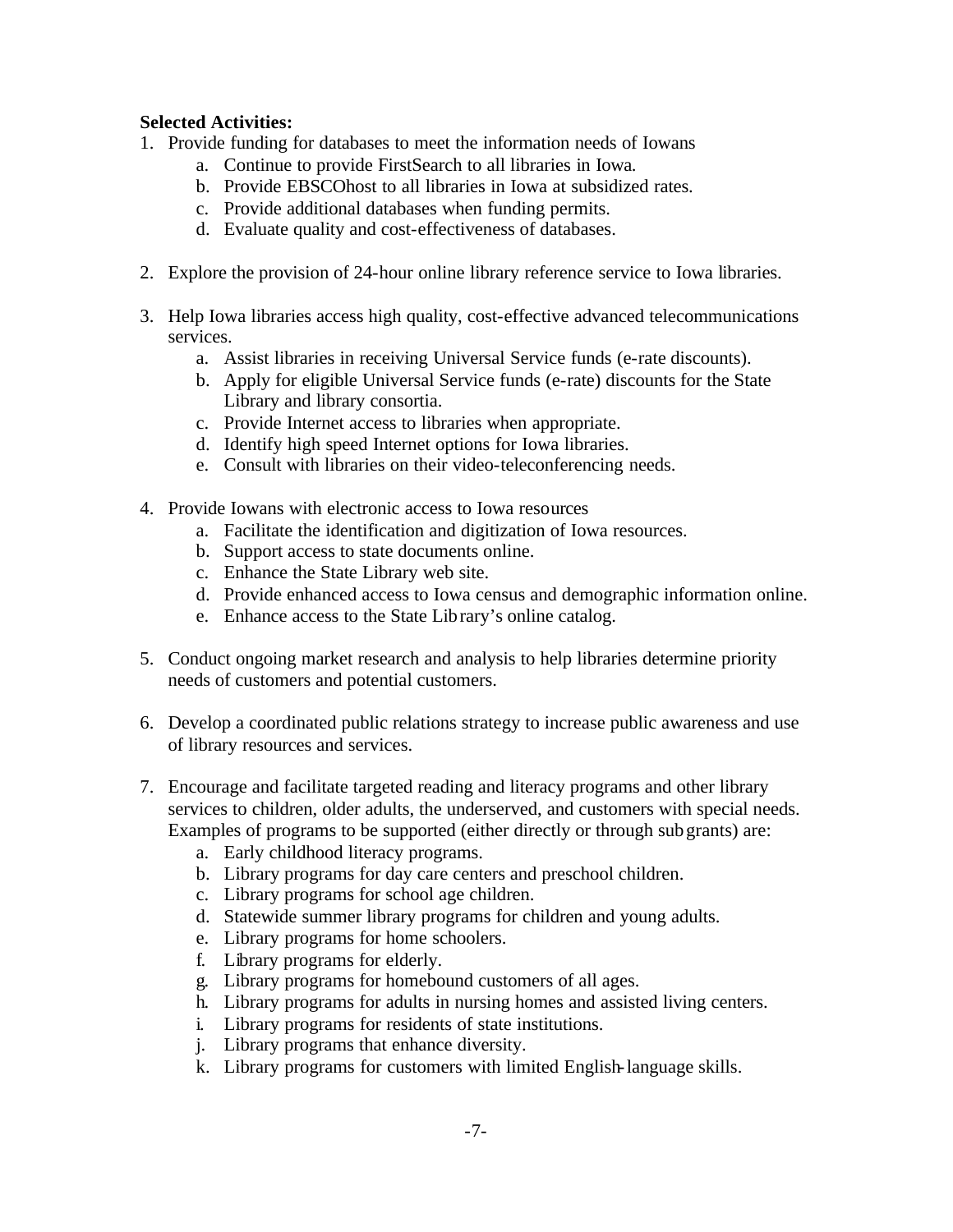**Selected Activities:**

1. Provide funding for databases to meet the information needs of Iowans
    a. Continue to provide FirstSearch to all libraries in Iowa.
    b. Provide EBSCOhost to all libraries in Iowa at subsidized rates.
    c. Provide additional databases when funding permits.
    d. Evaluate quality and cost-effectiveness of databases.

2. Explore the provision of 24-hour online library reference service to Iowa libraries.

3. Help Iowa libraries access high quality, cost-effective advanced telecommunications services.
    a. Assist libraries in receiving Universal Service funds (e-rate discounts).
    b. Apply for eligible Universal Service funds (e-rate) discounts for the State Library and library consortia.
    c. Provide Internet access to libraries when appropriate.
    d. Identify high speed Internet options for Iowa libraries.
    e. Consult with libraries on their video-teleconferencing needs.

4. Provide Iowans with electronic access to Iowa resources
    a. Facilitate the identification and digitization of Iowa resources.
    b. Support access to state documents online.
    c. Enhance the State Library web site.
    d. Provide enhanced access to Iowa census and demographic information online.
    e. Enhance access to the State Library's online catalog.

5. Conduct ongoing market research and analysis to help libraries determine priority needs of customers and potential customers.

6. Develop a coordinated public relations strategy to increase public awareness and use of library resources and services.

7. Encourage and facilitate targeted reading and literacy programs and other library services to children, older adults, the underserved, and customers with special needs. Examples of programs to be supported (either directly or through subgrants) are:
    a. Early childhood literacy programs.
    b. Library programs for day care centers and preschool children.
    c. Library programs for school age children.
    d. Statewide summer library programs for children and young adults.
    e. Library programs for home schoolers.
    f. Library programs for elderly.
    g. Library programs for homebound customers of all ages.
    h. Library programs for adults in nursing homes and assisted living centers.
    i. Library programs for residents of state institutions.
    j. Library programs that enhance diversity.
    k. Library programs for customers with limited English-language skills.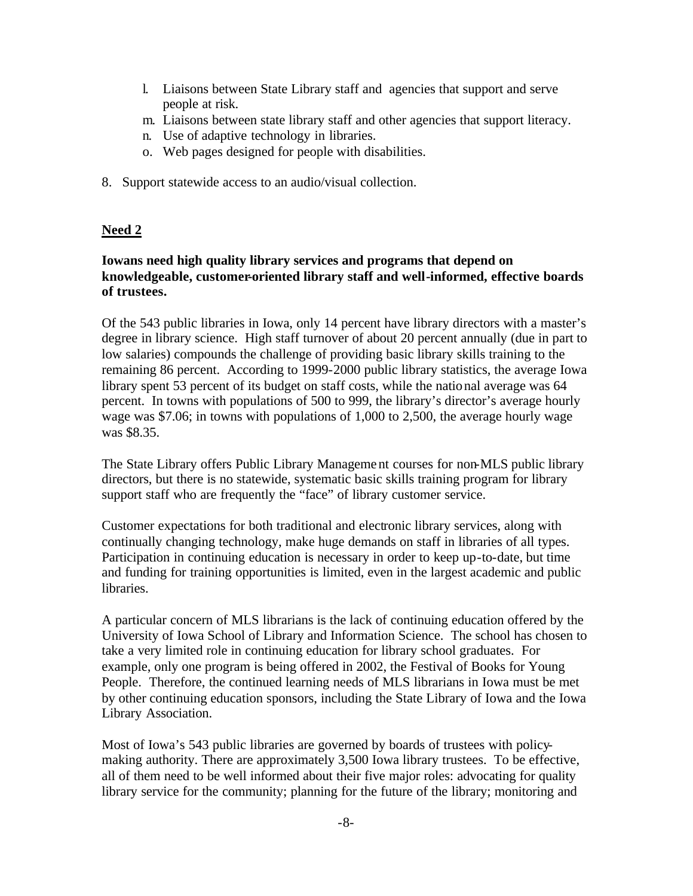l. Liaisons between State Library staff and agencies that support and serve people at risk.
m. Liaisons between state library staff and other agencies that support literacy.
n. Use of adaptive technology in libraries.
o. Web pages designed for people with disabilities.

8. Support statewide access to an audio/visual collection.

## Need 2

**Iowans need high quality library services and programs that depend on knowledgeable, customer-oriented library staff and well-informed, effective boards of trustees.**

Of the 543 public libraries in Iowa, only 14 percent have library directors with a master's degree in library science. High staff turnover of about 20 percent annually (due in part to low salaries) compounds the challenge of providing basic library skills training to the remaining 86 percent. According to 1999-2000 public library statistics, the average Iowa library spent 53 percent of its budget on staff costs, while the national average was 64 percent. In towns with populations of 500 to 999, the library's director's average hourly wage was $7.06; in towns with populations of 1,000 to 2,500, the average hourly wage was $8.35.

The State Library offers Public Library Management courses for non-MLS public library directors, but there is no statewide, systematic basic skills training program for library support staff who are frequently the "face" of library customer service.

Customer expectations for both traditional and electronic library services, along with continually changing technology, make huge demands on staff in libraries of all types. Participation in continuing education is necessary in order to keep up-to-date, but time and funding for training opportunities is limited, even in the largest academic and public libraries.

A particular concern of MLS librarians is the lack of continuing education offered by the University of Iowa School of Library and Information Science. The school has chosen to take a very limited role in continuing education for library school graduates. For example, only one program is being offered in 2002, the Festival of Books for Young People. Therefore, the continued learning needs of MLS librarians in Iowa must be met by other continuing education sponsors, including the State Library of Iowa and the Iowa Library Association.

Most of Iowa's 543 public libraries are governed by boards of trustees with policy-making authority. There are approximately 3,500 Iowa library trustees. To be effective, all of them need to be well informed about their five major roles: advocating for quality library service for the community; planning for the future of the library; monitoring and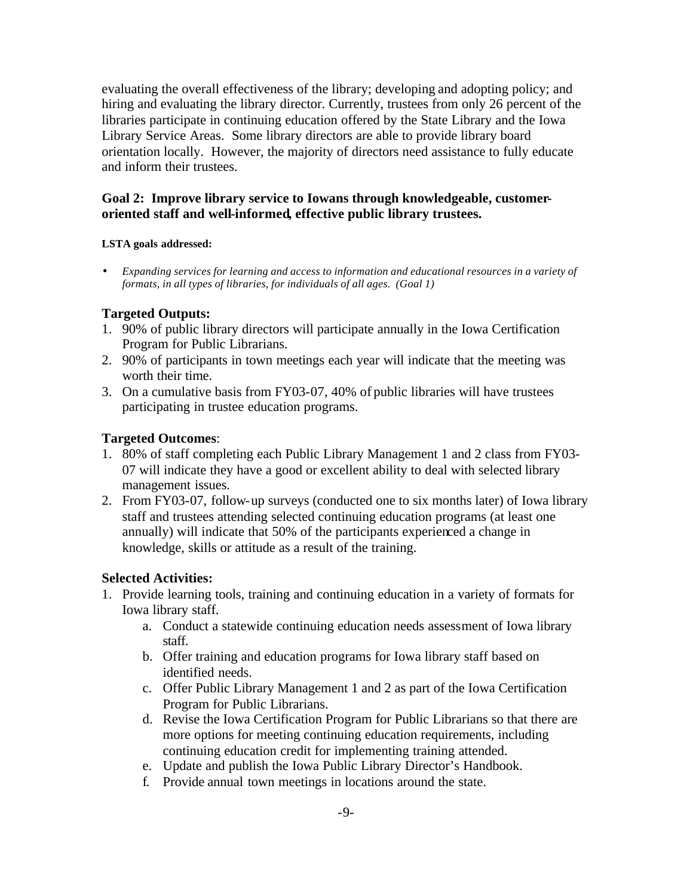evaluating the overall effectiveness of the library; developing and adopting policy; and hiring and evaluating the library director. Currently, trustees from only 26 percent of the libraries participate in continuing education offered by the State Library and the Iowa Library Service Areas. Some library directors are able to provide library board orientation locally. However, the majority of directors need assistance to fully educate and inform their trustees.

### Goal 2: Improve library service to Iowans through knowledgeable, customer-oriented staff and well-informed, effective public library trustees.

**LSTA goals addressed:**

- *Expanding services for learning and access to information and educational resources in a variety of formats, in all types of libraries, for individuals of all ages. (Goal 1)*

**Targeted Outputs:**

1. 90% of public library directors will participate annually in the Iowa Certification Program for Public Librarians.
2. 90% of participants in town meetings each year will indicate that the meeting was worth their time.
3. On a cumulative basis from FY03-07, 40% of public libraries will have trustees participating in trustee education programs.

**Targeted Outcomes**:

1. 80% of staff completing each Public Library Management 1 and 2 class from FY03-07 will indicate they have a good or excellent ability to deal with selected library management issues.
2. From FY03-07, follow-up surveys (conducted one to six months later) of Iowa library staff and trustees attending selected continuing education programs (at least one annually) will indicate that 50% of the participants experienced a change in knowledge, skills or attitude as a result of the training.

**Selected Activities:**

1. Provide learning tools, training and continuing education in a variety of formats for Iowa library staff.
   a. Conduct a statewide continuing education needs assessment of Iowa library staff.
   b. Offer training and education programs for Iowa library staff based on identified needs.
   c. Offer Public Library Management 1 and 2 as part of the Iowa Certification Program for Public Librarians.
   d. Revise the Iowa Certification Program for Public Librarians so that there are more options for meeting continuing education requirements, including continuing education credit for implementing training attended.
   e. Update and publish the Iowa Public Library Director's Handbook.
   f. Provide annual town meetings in locations around the state.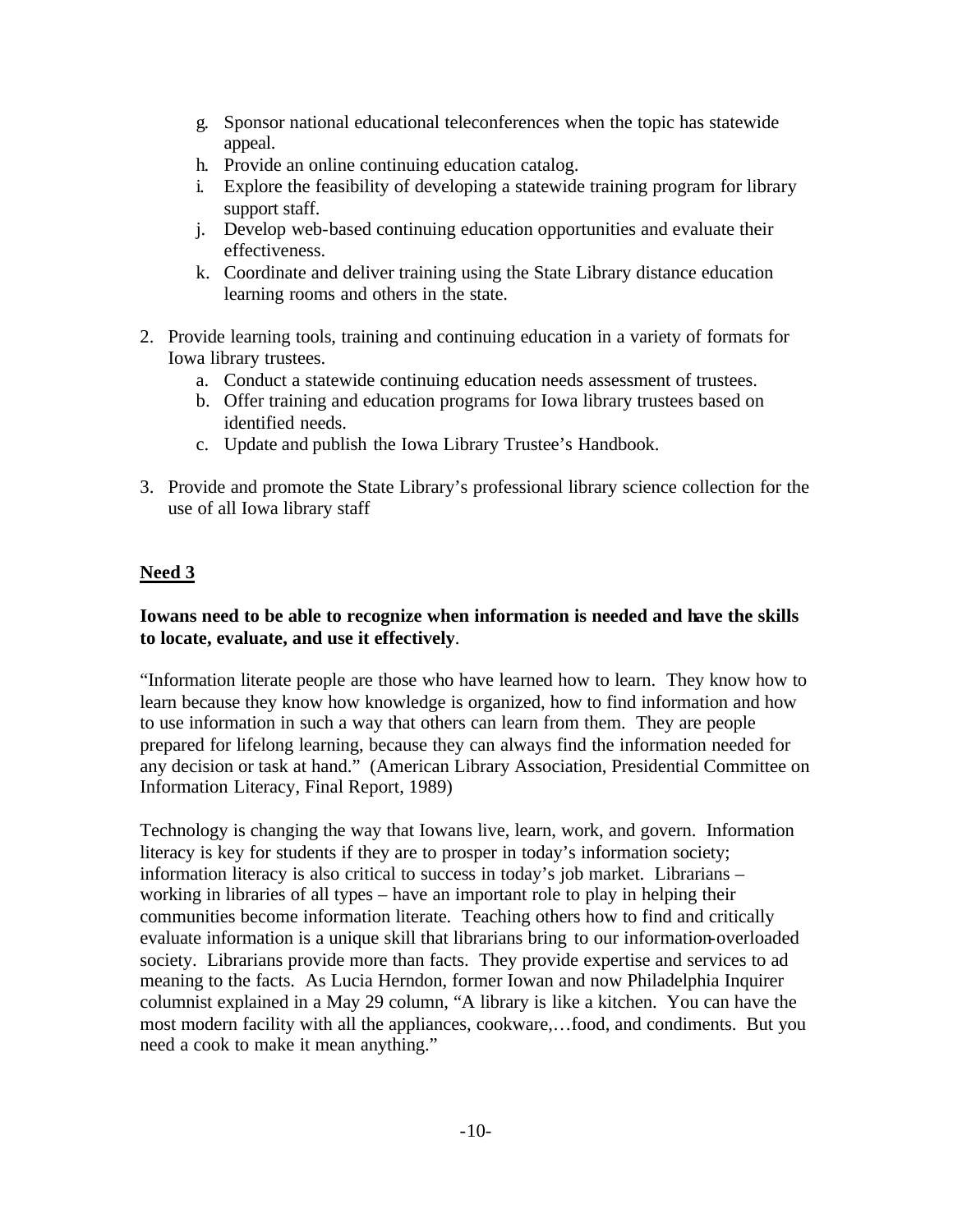g. Sponsor national educational teleconferences when the topic has statewide appeal.
h. Provide an online continuing education catalog.
i. Explore the feasibility of developing a statewide training program for library support staff.
j. Develop web-based continuing education opportunities and evaluate their effectiveness.
k. Coordinate and deliver training using the State Library distance education learning rooms and others in the state.

2. Provide learning tools, training and continuing education in a variety of formats for Iowa library trustees.
   a. Conduct a statewide continuing education needs assessment of trustees.
   b. Offer training and education programs for Iowa library trustees based on identified needs.
   c. Update and publish the Iowa Library Trustee's Handbook.

3. Provide and promote the State Library's professional library science collection for the use of all Iowa library staff

## Need 3

**Iowans need to be able to recognize when information is needed and have the skills to locate, evaluate, and use it effectively**.

"Information literate people are those who have learned how to learn. They know how to learn because they know how knowledge is organized, how to find information and how to use information in such a way that others can learn from them. They are people prepared for lifelong learning, because they can always find the information needed for any decision or task at hand." (American Library Association, Presidential Committee on Information Literacy, Final Report, 1989)

Technology is changing the way that Iowans live, learn, work, and govern. Information literacy is key for students if they are to prosper in today's information society; information literacy is also critical to success in today's job market. Librarians – working in libraries of all types – have an important role to play in helping their communities become information literate. Teaching others how to find and critically evaluate information is a unique skill that librarians bring to our information-overloaded society. Librarians provide more than facts. They provide expertise and services to ad meaning to the facts. As Lucia Herndon, former Iowan and now Philadelphia Inquirer columnist explained in a May 29 column, "A library is like a kitchen. You can have the most modern facility with all the appliances, cookware,…food, and condiments. But you need a cook to make it mean anything."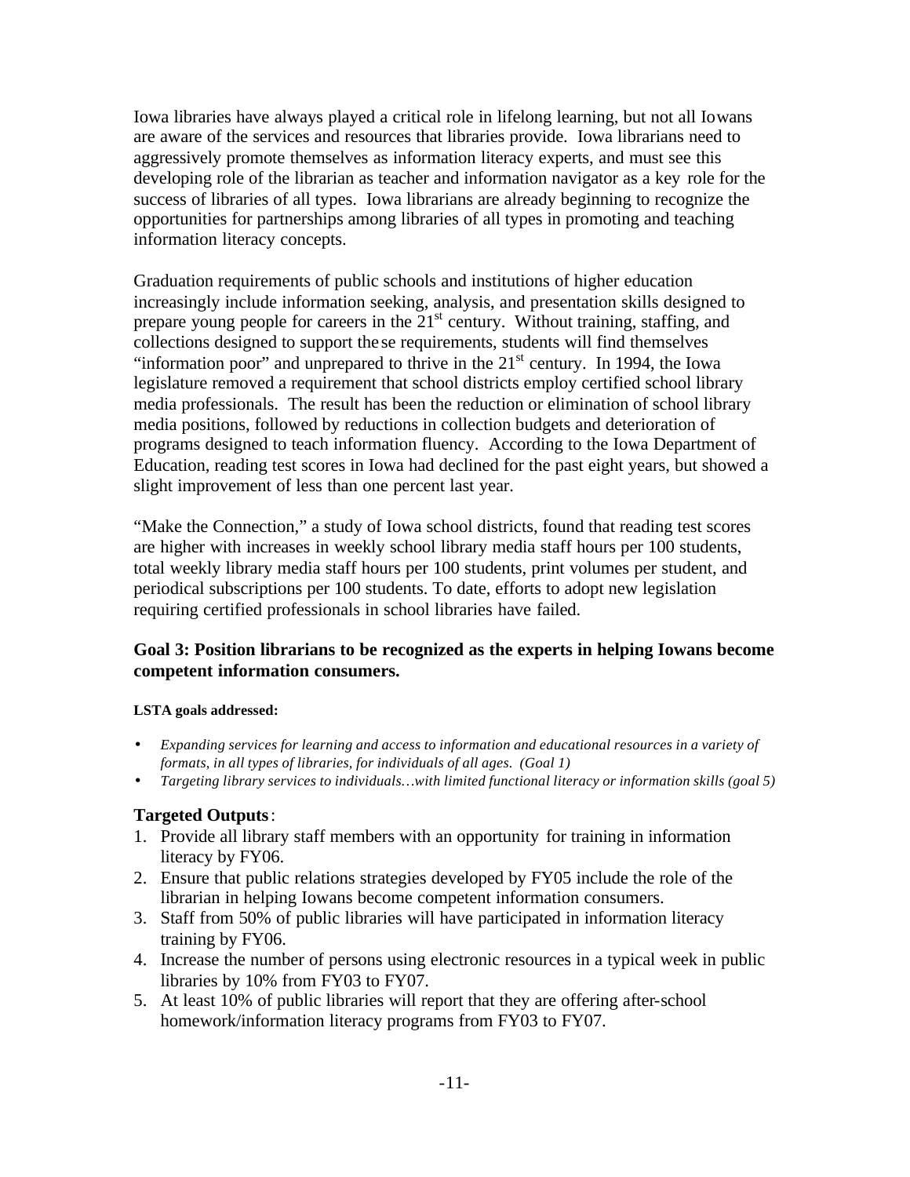Iowa libraries have always played a critical role in lifelong learning, but not all Iowans are aware of the services and resources that libraries provide. Iowa librarians need to aggressively promote themselves as information literacy experts, and must see this developing role of the librarian as teacher and information navigator as a key role for the success of libraries of all types. Iowa librarians are already beginning to recognize the opportunities for partnerships among libraries of all types in promoting and teaching information literacy concepts.

Graduation requirements of public schools and institutions of higher education increasingly include information seeking, analysis, and presentation skills designed to prepare young people for careers in the 21st century. Without training, staffing, and collections designed to support these requirements, students will find themselves "information poor" and unprepared to thrive in the 21st century. In 1994, the Iowa legislature removed a requirement that school districts employ certified school library media professionals. The result has been the reduction or elimination of school library media positions, followed by reductions in collection budgets and deterioration of programs designed to teach information fluency. According to the Iowa Department of Education, reading test scores in Iowa had declined for the past eight years, but showed a slight improvement of less than one percent last year.

"Make the Connection," a study of Iowa school districts, found that reading test scores are higher with increases in weekly school library media staff hours per 100 students, total weekly library media staff hours per 100 students, print volumes per student, and periodical subscriptions per 100 students. To date, efforts to adopt new legislation requiring certified professionals in school libraries have failed.

### Goal 3: Position librarians to be recognized as the experts in helping Iowans become competent information consumers.

**LSTA goals addressed:**

- *Expanding services for learning and access to information and educational resources in a variety of formats, in all types of libraries, for individuals of all ages. (Goal 1)*
- *Targeting library services to individuals…with limited functional literacy or information skills (goal 5)*

**Targeted Outputs**:

1. Provide all library staff members with an opportunity for training in information literacy by FY06.
2. Ensure that public relations strategies developed by FY05 include the role of the librarian in helping Iowans become competent information consumers.
3. Staff from 50% of public libraries will have participated in information literacy training by FY06.
4. Increase the number of persons using electronic resources in a typical week in public libraries by 10% from FY03 to FY07.
5. At least 10% of public libraries will report that they are offering after-school homework/information literacy programs from FY03 to FY07.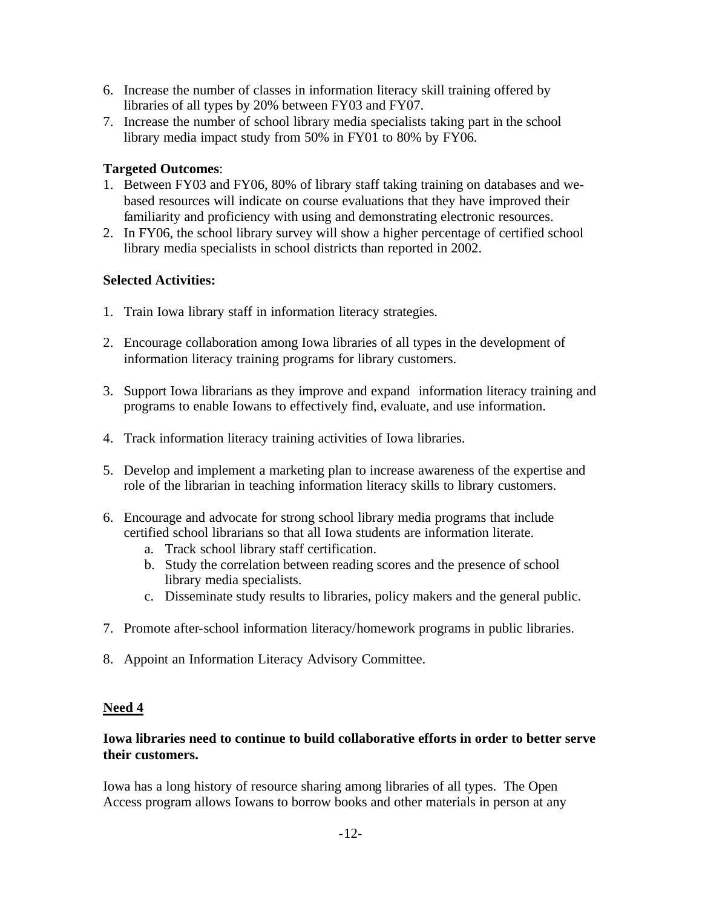6. Increase the number of classes in information literacy skill training offered by libraries of all types by 20% between FY03 and FY07.
7. Increase the number of school library media specialists taking part in the school library media impact study from 50% in FY01 to 80% by FY06.

**Targeted Outcomes**:

1. Between FY03 and FY06, 80% of library staff taking training on databases and we-based resources will indicate on course evaluations that they have improved their familiarity and proficiency with using and demonstrating electronic resources.
2. In FY06, the school library survey will show a higher percentage of certified school library media specialists in school districts than reported in 2002.

**Selected Activities:**

1. Train Iowa library staff in information literacy strategies.

2. Encourage collaboration among Iowa libraries of all types in the development of information literacy training programs for library customers.

3. Support Iowa librarians as they improve and expand information literacy training and programs to enable Iowans to effectively find, evaluate, and use information.

4. Track information literacy training activities of Iowa libraries.

5. Develop and implement a marketing plan to increase awareness of the expertise and role of the librarian in teaching information literacy skills to library customers.

6. Encourage and advocate for strong school library media programs that include certified school librarians so that all Iowa students are information literate.
   a. Track school library staff certification.
   b. Study the correlation between reading scores and the presence of school library media specialists.
   c. Disseminate study results to libraries, policy makers and the general public.

7. Promote after-school information literacy/homework programs in public libraries.

8. Appoint an Information Literacy Advisory Committee.

## Need 4

**Iowa libraries need to continue to build collaborative efforts in order to better serve their customers.**

Iowa has a long history of resource sharing among libraries of all types. The Open Access program allows Iowans to borrow books and other materials in person at any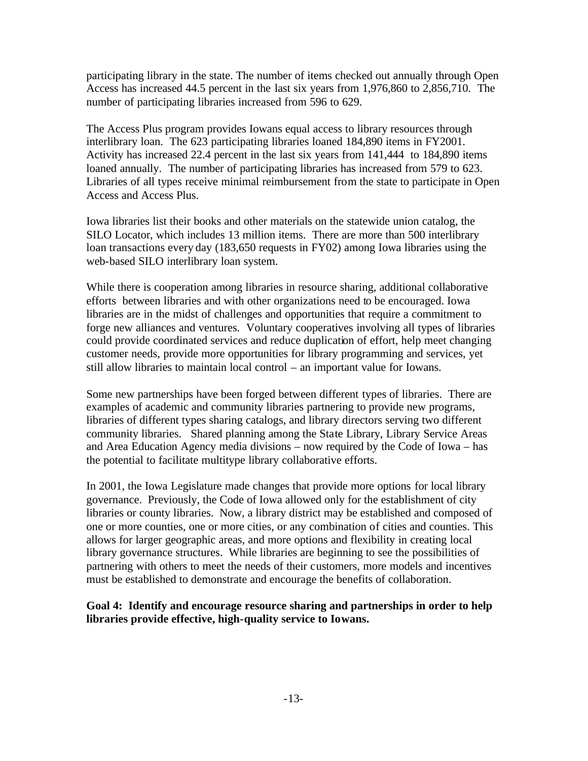participating library in the state. The number of items checked out annually through Open Access has increased 44.5 percent in the last six years from 1,976,860 to 2,856,710. The number of participating libraries increased from 596 to 629.

The Access Plus program provides Iowans equal access to library resources through interlibrary loan. The 623 participating libraries loaned 184,890 items in FY2001. Activity has increased 22.4 percent in the last six years from 141,444 to 184,890 items loaned annually. The number of participating libraries has increased from 579 to 623. Libraries of all types receive minimal reimbursement from the state to participate in Open Access and Access Plus.

Iowa libraries list their books and other materials on the statewide union catalog, the SILO Locator, which includes 13 million items. There are more than 500 interlibrary loan transactions every day (183,650 requests in FY02) among Iowa libraries using the web-based SILO interlibrary loan system.

While there is cooperation among libraries in resource sharing, additional collaborative efforts between libraries and with other organizations need to be encouraged. Iowa libraries are in the midst of challenges and opportunities that require a commitment to forge new alliances and ventures. Voluntary cooperatives involving all types of libraries could provide coordinated services and reduce duplication of effort, help meet changing customer needs, provide more opportunities for library programming and services, yet still allow libraries to maintain local control – an important value for Iowans.

Some new partnerships have been forged between different types of libraries. There are examples of academic and community libraries partnering to provide new programs, libraries of different types sharing catalogs, and library directors serving two different community libraries. Shared planning among the State Library, Library Service Areas and Area Education Agency media divisions – now required by the Code of Iowa – has the potential to facilitate multitype library collaborative efforts.

In 2001, the Iowa Legislature made changes that provide more options for local library governance. Previously, the Code of Iowa allowed only for the establishment of city libraries or county libraries. Now, a library district may be established and composed of one or more counties, one or more cities, or any combination of cities and counties. This allows for larger geographic areas, and more options and flexibility in creating local library governance structures. While libraries are beginning to see the possibilities of partnering with others to meet the needs of their customers, more models and incentives must be established to demonstrate and encourage the benefits of collaboration.

**Goal 4: Identify and encourage resource sharing and partnerships in order to help libraries provide effective, high-quality service to Iowans.**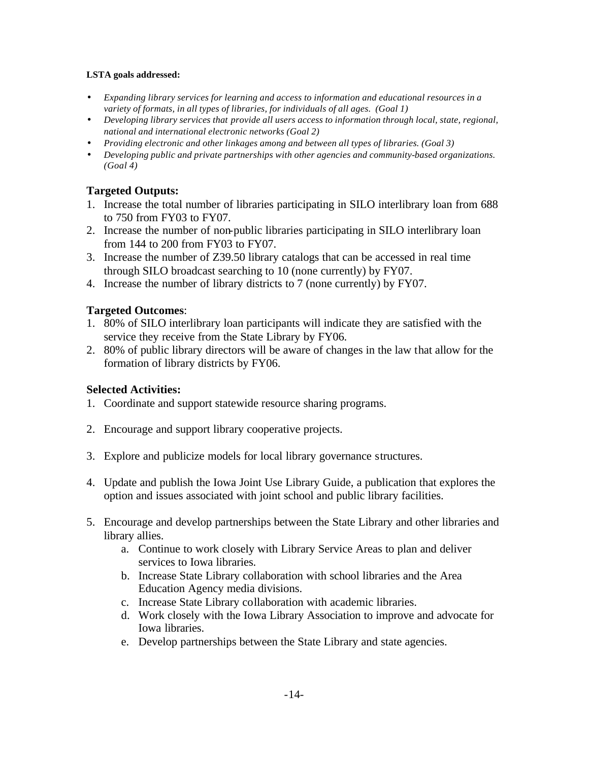**LSTA goals addressed:**

- *Expanding library services for learning and access to information and educational resources in a variety of formats, in all types of libraries, for individuals of all ages. (Goal 1)*
- *Developing library services that provide all users access to information through local, state, regional, national and international electronic networks (Goal 2)*
- *Providing electronic and other linkages among and between all types of libraries. (Goal 3)*
- *Developing public and private partnerships with other agencies and community-based organizations. (Goal 4)*

### Targeted Outputs:

1. Increase the total number of libraries participating in SILO interlibrary loan from 688 to 750 from FY03 to FY07.
2. Increase the number of non-public libraries participating in SILO interlibrary loan from 144 to 200 from FY03 to FY07.
3. Increase the number of Z39.50 library catalogs that can be accessed in real time through SILO broadcast searching to 10 (none currently) by FY07.
4. Increase the number of library districts to 7 (none currently) by FY07.

### Targeted Outcomes:

1. 80% of SILO interlibrary loan participants will indicate they are satisfied with the service they receive from the State Library by FY06.
2. 80% of public library directors will be aware of changes in the law that allow for the formation of library districts by FY06.

### Selected Activities:

1. Coordinate and support statewide resource sharing programs.
2. Encourage and support library cooperative projects.
3. Explore and publicize models for local library governance structures.
4. Update and publish the Iowa Joint Use Library Guide, a publication that explores the option and issues associated with joint school and public library facilities.
5. Encourage and develop partnerships between the State Library and other libraries and library allies.
   a. Continue to work closely with Library Service Areas to plan and deliver services to Iowa libraries.
   b. Increase State Library collaboration with school libraries and the Area Education Agency media divisions.
   c. Increase State Library collaboration with academic libraries.
   d. Work closely with the Iowa Library Association to improve and advocate for Iowa libraries.
   e. Develop partnerships between the State Library and state agencies.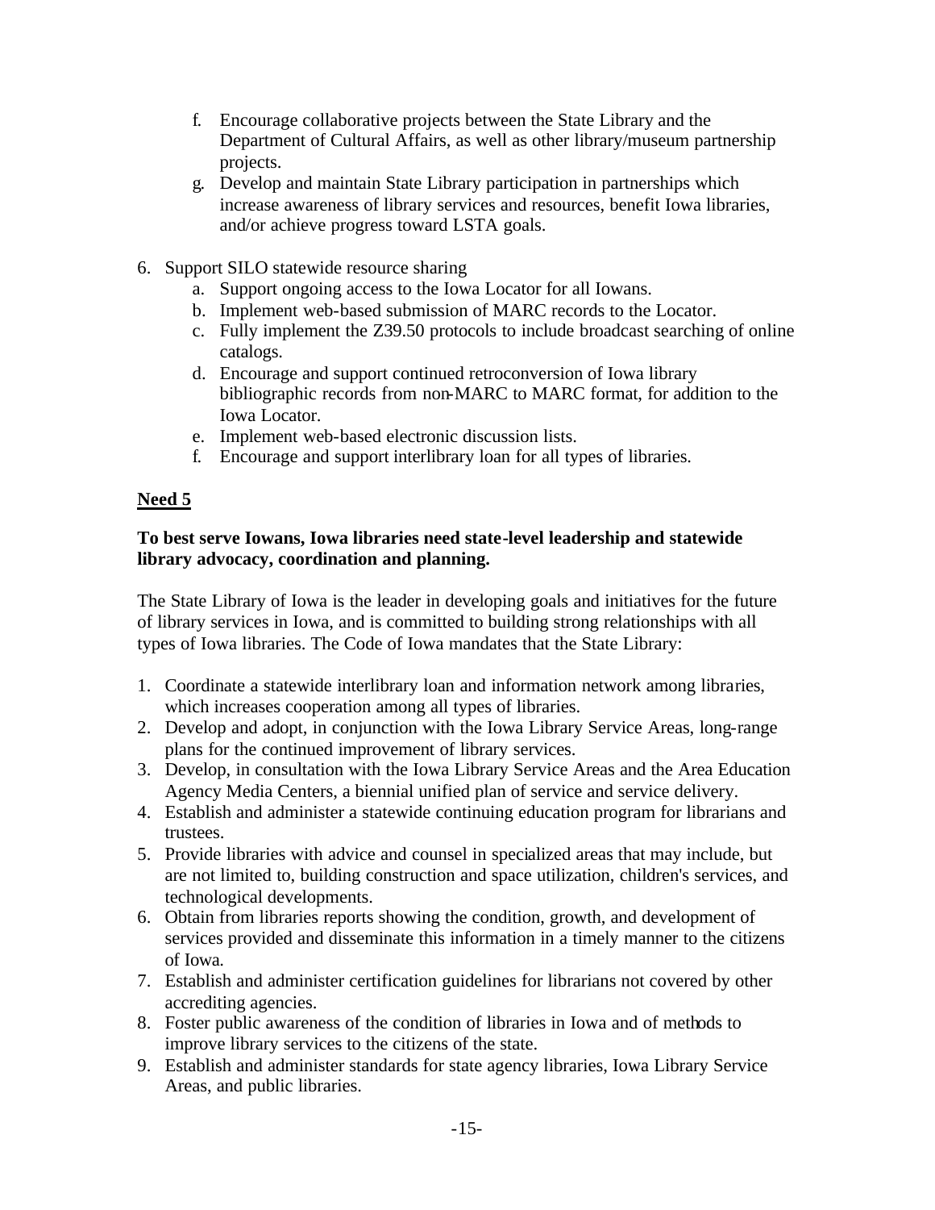f. Encourage collaborative projects between the State Library and the Department of Cultural Affairs, as well as other library/museum partnership projects.
g. Develop and maintain State Library participation in partnerships which increase awareness of library services and resources, benefit Iowa libraries, and/or achieve progress toward LSTA goals.

6. Support SILO statewide resource sharing
   a. Support ongoing access to the Iowa Locator for all Iowans.
   b. Implement web-based submission of MARC records to the Locator.
   c. Fully implement the Z39.50 protocols to include broadcast searching of online catalogs.
   d. Encourage and support continued retroconversion of Iowa library bibliographic records from non-MARC to MARC format, for addition to the Iowa Locator.
   e. Implement web-based electronic discussion lists.
   f. Encourage and support interlibrary loan for all types of libraries.

## Need 5

**To best serve Iowans, Iowa libraries need state-level leadership and statewide library advocacy, coordination and planning.**

The State Library of Iowa is the leader in developing goals and initiatives for the future of library services in Iowa, and is committed to building strong relationships with all types of Iowa libraries. The Code of Iowa mandates that the State Library:

1. Coordinate a statewide interlibrary loan and information network among libraries, which increases cooperation among all types of libraries.
2. Develop and adopt, in conjunction with the Iowa Library Service Areas, long-range plans for the continued improvement of library services.
3. Develop, in consultation with the Iowa Library Service Areas and the Area Education Agency Media Centers, a biennial unified plan of service and service delivery.
4. Establish and administer a statewide continuing education program for librarians and trustees.
5. Provide libraries with advice and counsel in specialized areas that may include, but are not limited to, building construction and space utilization, children's services, and technological developments.
6. Obtain from libraries reports showing the condition, growth, and development of services provided and disseminate this information in a timely manner to the citizens of Iowa.
7. Establish and administer certification guidelines for librarians not covered by other accrediting agencies.
8. Foster public awareness of the condition of libraries in Iowa and of methods to improve library services to the citizens of the state.
9. Establish and administer standards for state agency libraries, Iowa Library Service Areas, and public libraries.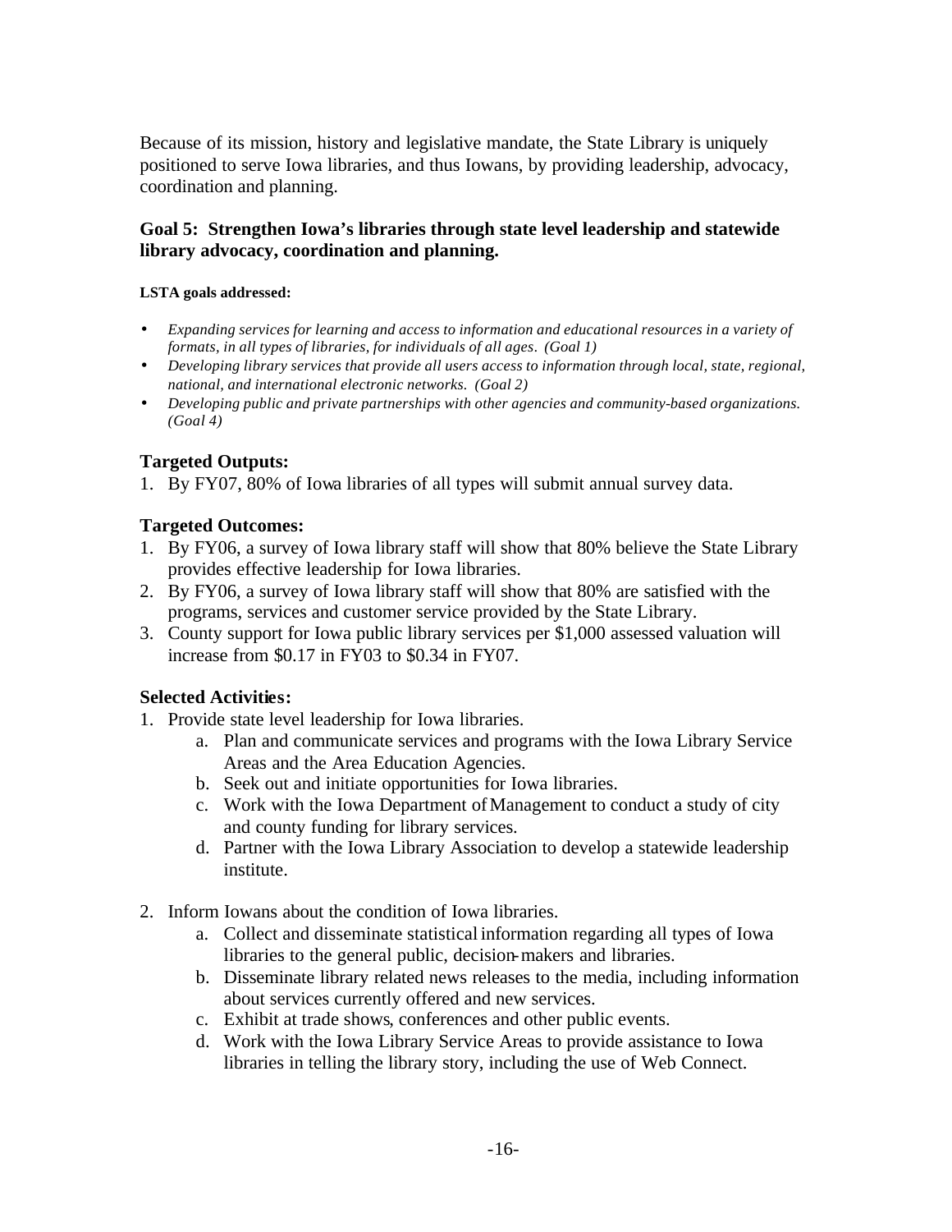Because of its mission, history and legislative mandate, the State Library is uniquely positioned to serve Iowa libraries, and thus Iowans, by providing leadership, advocacy, coordination and planning.

### Goal 5: Strengthen Iowa's libraries through state level leadership and statewide library advocacy, coordination and planning.

**LSTA goals addressed:**

- *Expanding services for learning and access to information and educational resources in a variety of formats, in all types of libraries, for individuals of all ages. (Goal 1)*
- *Developing library services that provide all users access to information through local, state, regional, national, and international electronic networks. (Goal 2)*
- *Developing public and private partnerships with other agencies and community-based organizations. (Goal 4)*

**Targeted Outputs:**

1. By FY07, 80% of Iowa libraries of all types will submit annual survey data.

**Targeted Outcomes:**

1. By FY06, a survey of Iowa library staff will show that 80% believe the State Library provides effective leadership for Iowa libraries.
2. By FY06, a survey of Iowa library staff will show that 80% are satisfied with the programs, services and customer service provided by the State Library.
3. County support for Iowa public library services per $1,000 assessed valuation will increase from $0.17 in FY03 to $0.34 in FY07.

**Selected Activities:**

1. Provide state level leadership for Iowa libraries.
   a. Plan and communicate services and programs with the Iowa Library Service Areas and the Area Education Agencies.
   b. Seek out and initiate opportunities for Iowa libraries.
   c. Work with the Iowa Department of Management to conduct a study of city and county funding for library services.
   d. Partner with the Iowa Library Association to develop a statewide leadership institute.

2. Inform Iowans about the condition of Iowa libraries.
   a. Collect and disseminate statistical information regarding all types of Iowa libraries to the general public, decision-makers and libraries.
   b. Disseminate library related news releases to the media, including information about services currently offered and new services.
   c. Exhibit at trade shows, conferences and other public events.
   d. Work with the Iowa Library Service Areas to provide assistance to Iowa libraries in telling the library story, including the use of Web Connect.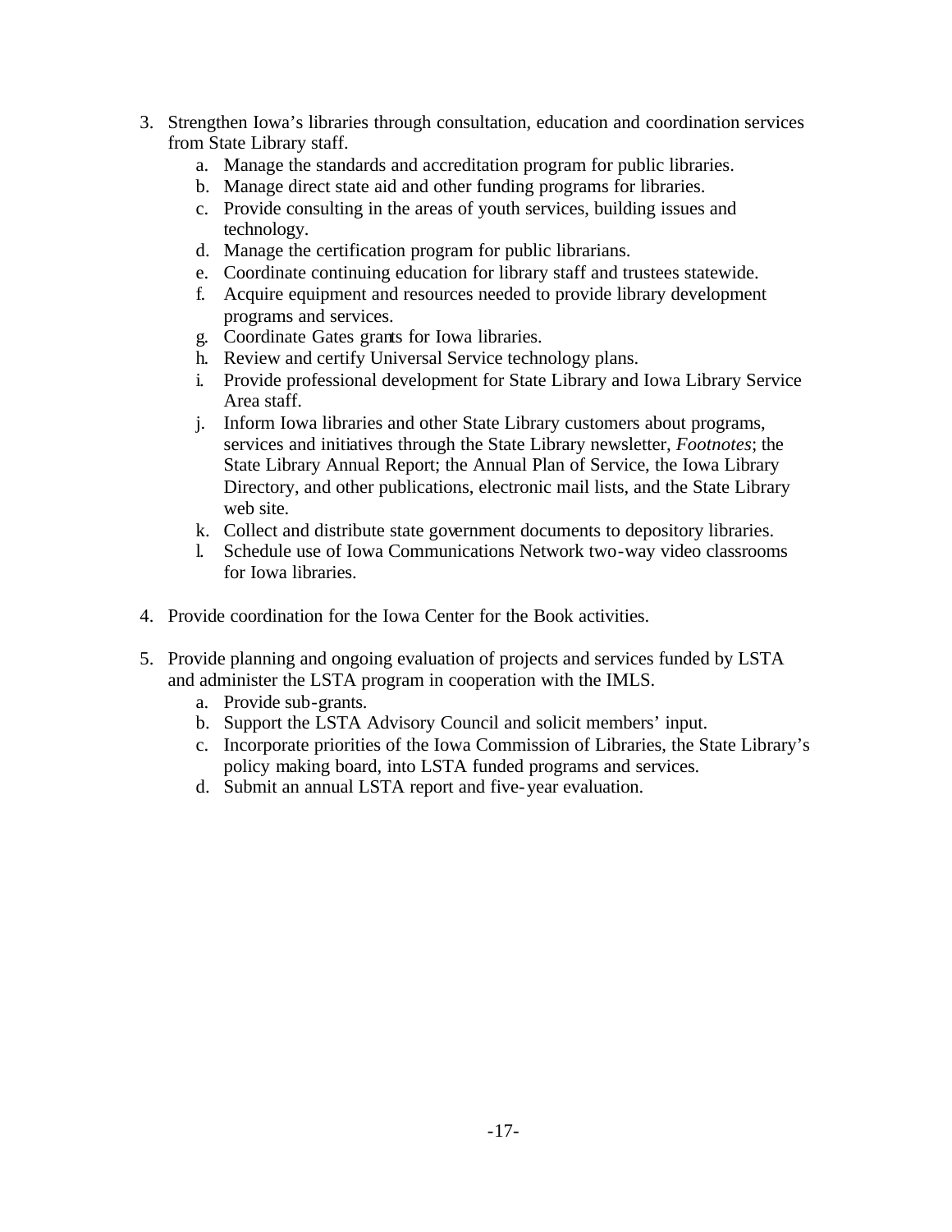3. Strengthen Iowa's libraries through consultation, education and coordination services from State Library staff.
    a. Manage the standards and accreditation program for public libraries.
    b. Manage direct state aid and other funding programs for libraries.
    c. Provide consulting in the areas of youth services, building issues and technology.
    d. Manage the certification program for public librarians.
    e. Coordinate continuing education for library staff and trustees statewide.
    f. Acquire equipment and resources needed to provide library development programs and services.
    g. Coordinate Gates grants for Iowa libraries.
    h. Review and certify Universal Service technology plans.
    i. Provide professional development for State Library and Iowa Library Service Area staff.
    j. Inform Iowa libraries and other State Library customers about programs, services and initiatives through the State Library newsletter, *Footnotes*; the State Library Annual Report; the Annual Plan of Service, the Iowa Library Directory, and other publications, electronic mail lists, and the State Library web site.
    k. Collect and distribute state government documents to depository libraries.
    l. Schedule use of Iowa Communications Network two-way video classrooms for Iowa libraries.

4. Provide coordination for the Iowa Center for the Book activities.

5. Provide planning and ongoing evaluation of projects and services funded by LSTA and administer the LSTA program in cooperation with the IMLS.
    a. Provide sub-grants.
    b. Support the LSTA Advisory Council and solicit members' input.
    c. Incorporate priorities of the Iowa Commission of Libraries, the State Library's policy making board, into LSTA funded programs and services.
    d. Submit an annual LSTA report and five-year evaluation.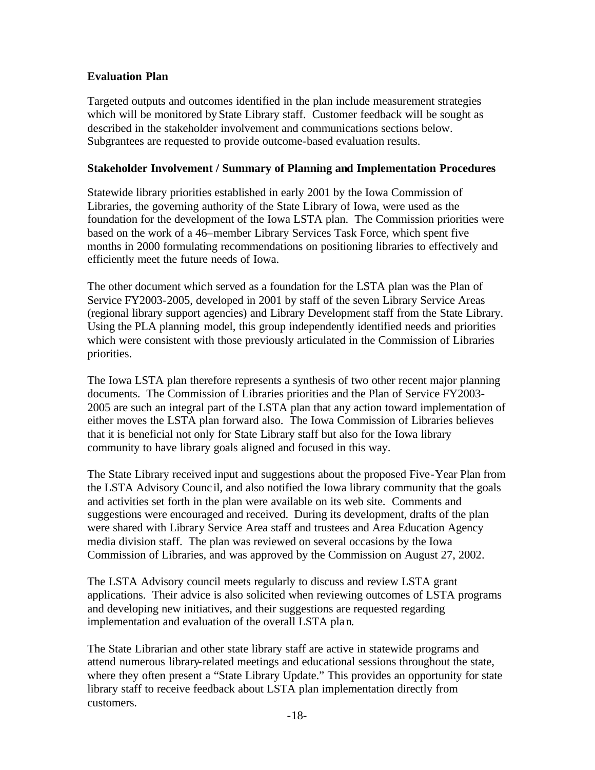**Evaluation Plan**

Targeted outputs and outcomes identified in the plan include measurement strategies which will be monitored by State Library staff. Customer feedback will be sought as described in the stakeholder involvement and communications sections below. Subgrantees are requested to provide outcome-based evaluation results.

**Stakeholder Involvement / Summary of Planning and Implementation Procedures**

Statewide library priorities established in early 2001 by the Iowa Commission of Libraries, the governing authority of the State Library of Iowa, were used as the foundation for the development of the Iowa LSTA plan. The Commission priorities were based on the work of a 46–member Library Services Task Force, which spent five months in 2000 formulating recommendations on positioning libraries to effectively and efficiently meet the future needs of Iowa.

The other document which served as a foundation for the LSTA plan was the Plan of Service FY2003-2005, developed in 2001 by staff of the seven Library Service Areas (regional library support agencies) and Library Development staff from the State Library. Using the PLA planning model, this group independently identified needs and priorities which were consistent with those previously articulated in the Commission of Libraries priorities.

The Iowa LSTA plan therefore represents a synthesis of two other recent major planning documents. The Commission of Libraries priorities and the Plan of Service FY2003-2005 are such an integral part of the LSTA plan that any action toward implementation of either moves the LSTA plan forward also. The Iowa Commission of Libraries believes that it is beneficial not only for State Library staff but also for the Iowa library community to have library goals aligned and focused in this way.

The State Library received input and suggestions about the proposed Five-Year Plan from the LSTA Advisory Council, and also notified the Iowa library community that the goals and activities set forth in the plan were available on its web site. Comments and suggestions were encouraged and received. During its development, drafts of the plan were shared with Library Service Area staff and trustees and Area Education Agency media division staff. The plan was reviewed on several occasions by the Iowa Commission of Libraries, and was approved by the Commission on August 27, 2002.

The LSTA Advisory council meets regularly to discuss and review LSTA grant applications. Their advice is also solicited when reviewing outcomes of LSTA programs and developing new initiatives, and their suggestions are requested regarding implementation and evaluation of the overall LSTA plan.

The State Librarian and other state library staff are active in statewide programs and attend numerous library-related meetings and educational sessions throughout the state, where they often present a "State Library Update." This provides an opportunity for state library staff to receive feedback about LSTA plan implementation directly from customers.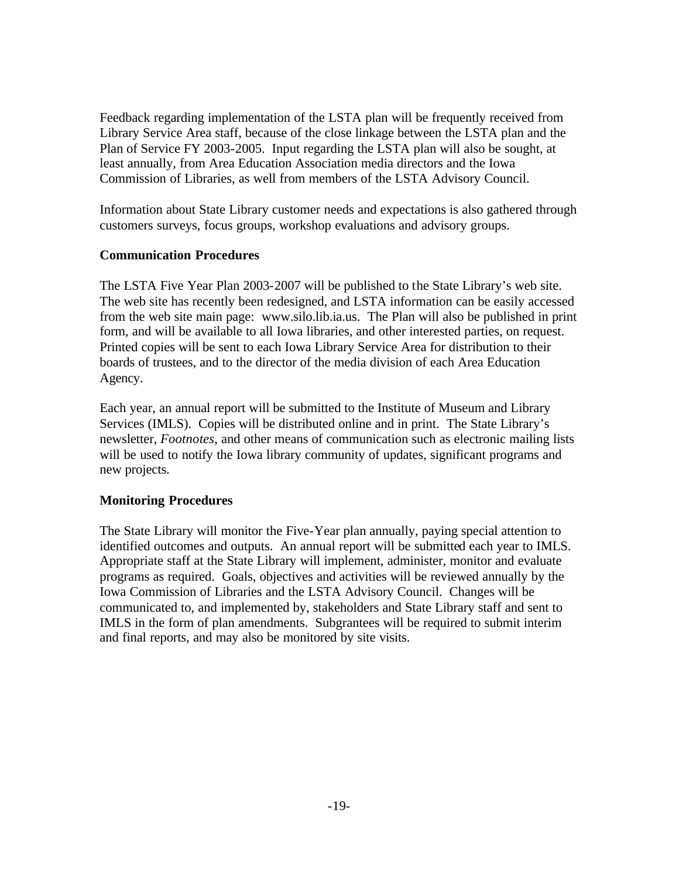Feedback regarding implementation of the LSTA plan will be frequently received from Library Service Area staff, because of the close linkage between the LSTA plan and the Plan of Service FY 2003-2005. Input regarding the LSTA plan will also be sought, at least annually, from Area Education Association media directors and the Iowa Commission of Libraries, as well from members of the LSTA Advisory Council.

Information about State Library customer needs and expectations is also gathered through customers surveys, focus groups, workshop evaluations and advisory groups.

**Communication Procedures**

The LSTA Five Year Plan 2003-2007 will be published to the State Library's web site. The web site has recently been redesigned, and LSTA information can be easily accessed from the web site main page: www.silo.lib.ia.us. The Plan will also be published in print form, and will be available to all Iowa libraries, and other interested parties, on request. Printed copies will be sent to each Iowa Library Service Area for distribution to their boards of trustees, and to the director of the media division of each Area Education Agency.

Each year, an annual report will be submitted to the Institute of Museum and Library Services (IMLS). Copies will be distributed online and in print. The State Library's newsletter, *Footnotes*, and other means of communication such as electronic mailing lists will be used to notify the Iowa library community of updates, significant programs and new projects.

**Monitoring Procedures**

The State Library will monitor the Five-Year plan annually, paying special attention to identified outcomes and outputs. An annual report will be submitted each year to IMLS. Appropriate staff at the State Library will implement, administer, monitor and evaluate programs as required. Goals, objectives and activities will be reviewed annually by the Iowa Commission of Libraries and the LSTA Advisory Council. Changes will be communicated to, and implemented by, stakeholders and State Library staff and sent to IMLS in the form of plan amendments. Subgrantees will be required to submit interim and final reports, and may also be monitored by site visits.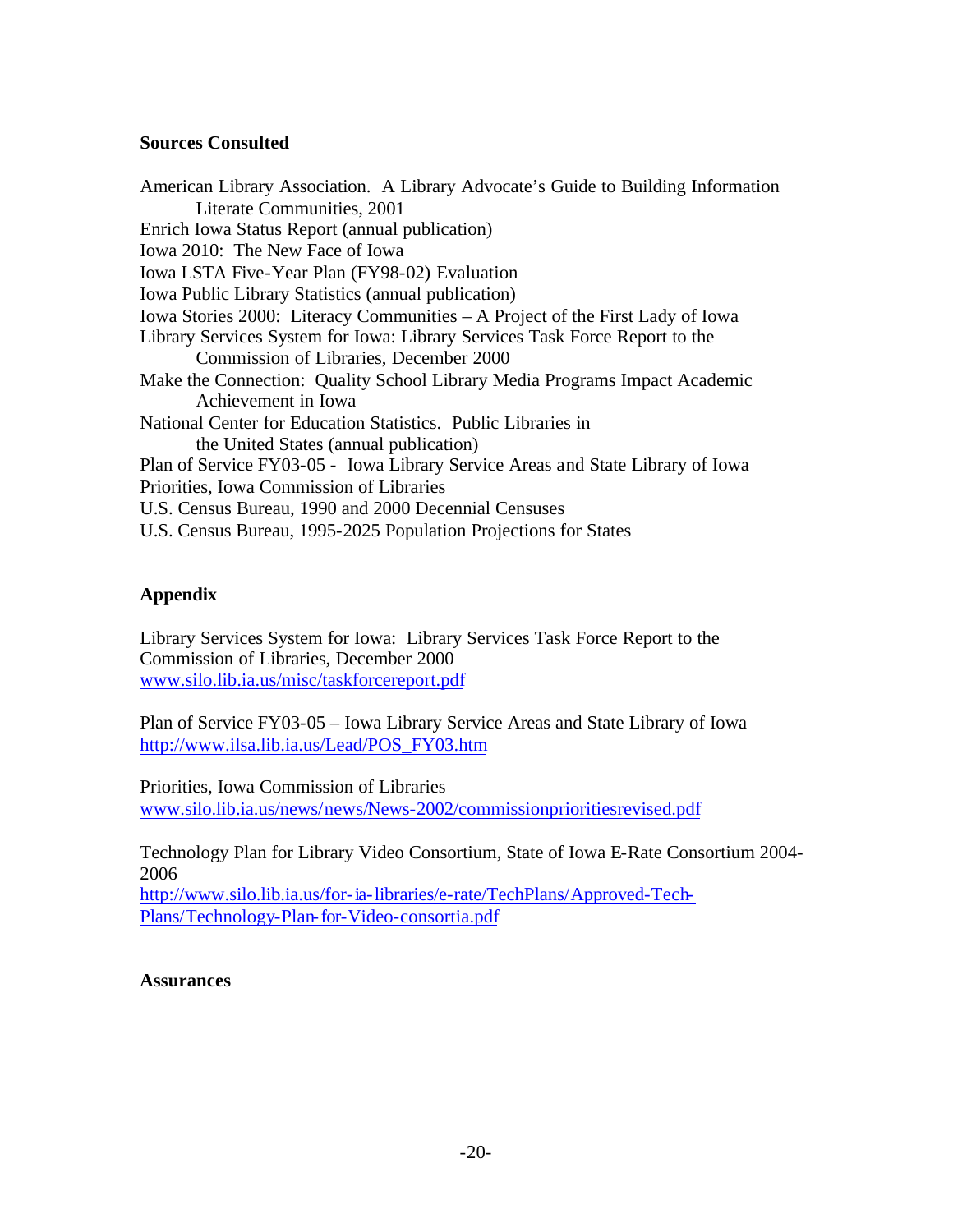**Sources Consulted**

American Library Association. A Library Advocate's Guide to Building Information Literate Communities, 2001

Enrich Iowa Status Report (annual publication)

Iowa 2010: The New Face of Iowa

Iowa LSTA Five-Year Plan (FY98-02) Evaluation

Iowa Public Library Statistics (annual publication)

Iowa Stories 2000: Literacy Communities – A Project of the First Lady of Iowa

Library Services System for Iowa: Library Services Task Force Report to the Commission of Libraries, December 2000

Make the Connection: Quality School Library Media Programs Impact Academic Achievement in Iowa

National Center for Education Statistics. Public Libraries in the United States (annual publication)

Plan of Service FY03-05 - Iowa Library Service Areas and State Library of Iowa

Priorities, Iowa Commission of Libraries

U.S. Census Bureau, 1990 and 2000 Decennial Censuses

U.S. Census Bureau, 1995-2025 Population Projections for States

**Appendix**

Library Services System for Iowa: Library Services Task Force Report to the Commission of Libraries, December 2000
www.silo.lib.ia.us/misc/taskforcereport.pdf

Plan of Service FY03-05 – Iowa Library Service Areas and State Library of Iowa
http://www.ilsa.lib.ia.us/Lead/POS_FY03.htm

Priorities, Iowa Commission of Libraries
www.silo.lib.ia.us/news/news/News-2002/commissionprioritiesrevised.pdf

Technology Plan for Library Video Consortium, State of Iowa E-Rate Consortium 2004-2006
http://www.silo.lib.ia.us/for-ia-libraries/e-rate/TechPlans/Approved-Tech-Plans/Technology-Plan-for-Video-consortia.pdf

**Assurances**